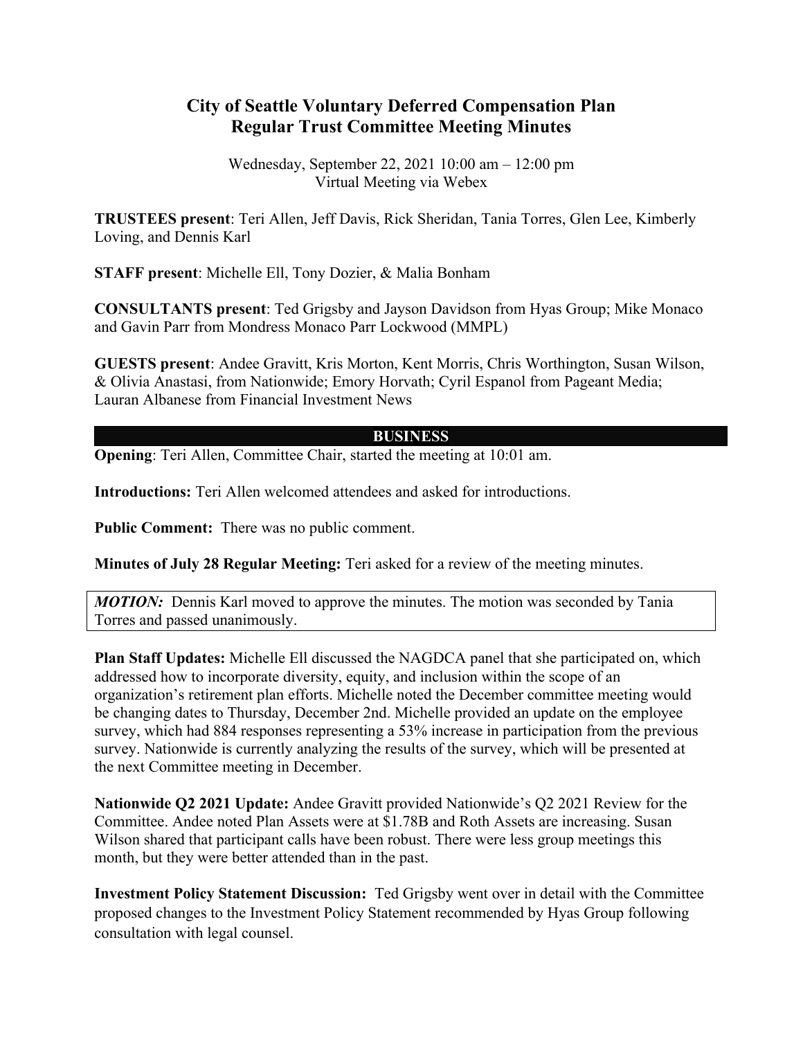# City of Seattle Voluntary Deferred Compensation Plan
# Regular Trust Committee Meeting Minutes

Wednesday, September 22, 2021 10:00 am – 12:00 pm
Virtual Meeting via Webex

**TRUSTEES present**: Teri Allen, Jeff Davis, Rick Sheridan, Tania Torres, Glen Lee, Kimberly Loving, and Dennis Karl

**STAFF present**: Michelle Ell, Tony Dozier, & Malia Bonham

**CONSULTANTS present**: Ted Grigsby and Jayson Davidson from Hyas Group; Mike Monaco and Gavin Parr from Mondress Monaco Parr Lockwood (MMPL)

**GUESTS present**: Andee Gravitt, Kris Morton, Kent Morris, Chris Worthington, Susan Wilson, & Olivia Anastasi, from Nationwide; Emory Horvath; Cyril Espanol from Pageant Media; Lauran Albanese from Financial Investment News

## BUSINESS

**Opening**: Teri Allen, Committee Chair, started the meeting at 10:01 am.

**Introductions:** Teri Allen welcomed attendees and asked for introductions.

**Public Comment:** There was no public comment.

**Minutes of July 28 Regular Meeting:** Teri asked for a review of the meeting minutes.

> ***MOTION:*** Dennis Karl moved to approve the minutes. The motion was seconded by Tania Torres and passed unanimously.

**Plan Staff Updates:** Michelle Ell discussed the NAGDCA panel that she participated on, which addressed how to incorporate diversity, equity, and inclusion within the scope of an organization's retirement plan efforts. Michelle noted the December committee meeting would be changing dates to Thursday, December 2nd. Michelle provided an update on the employee survey, which had 884 responses representing a 53% increase in participation from the previous survey. Nationwide is currently analyzing the results of the survey, which will be presented at the next Committee meeting in December.

**Nationwide Q2 2021 Update:** Andee Gravitt provided Nationwide's Q2 2021 Review for the Committee. Andee noted Plan Assets were at $1.78B and Roth Assets are increasing. Susan Wilson shared that participant calls have been robust. There were less group meetings this month, but they were better attended than in the past.

**Investment Policy Statement Discussion:** Ted Grigsby went over in detail with the Committee proposed changes to the Investment Policy Statement recommended by Hyas Group following consultation with legal counsel.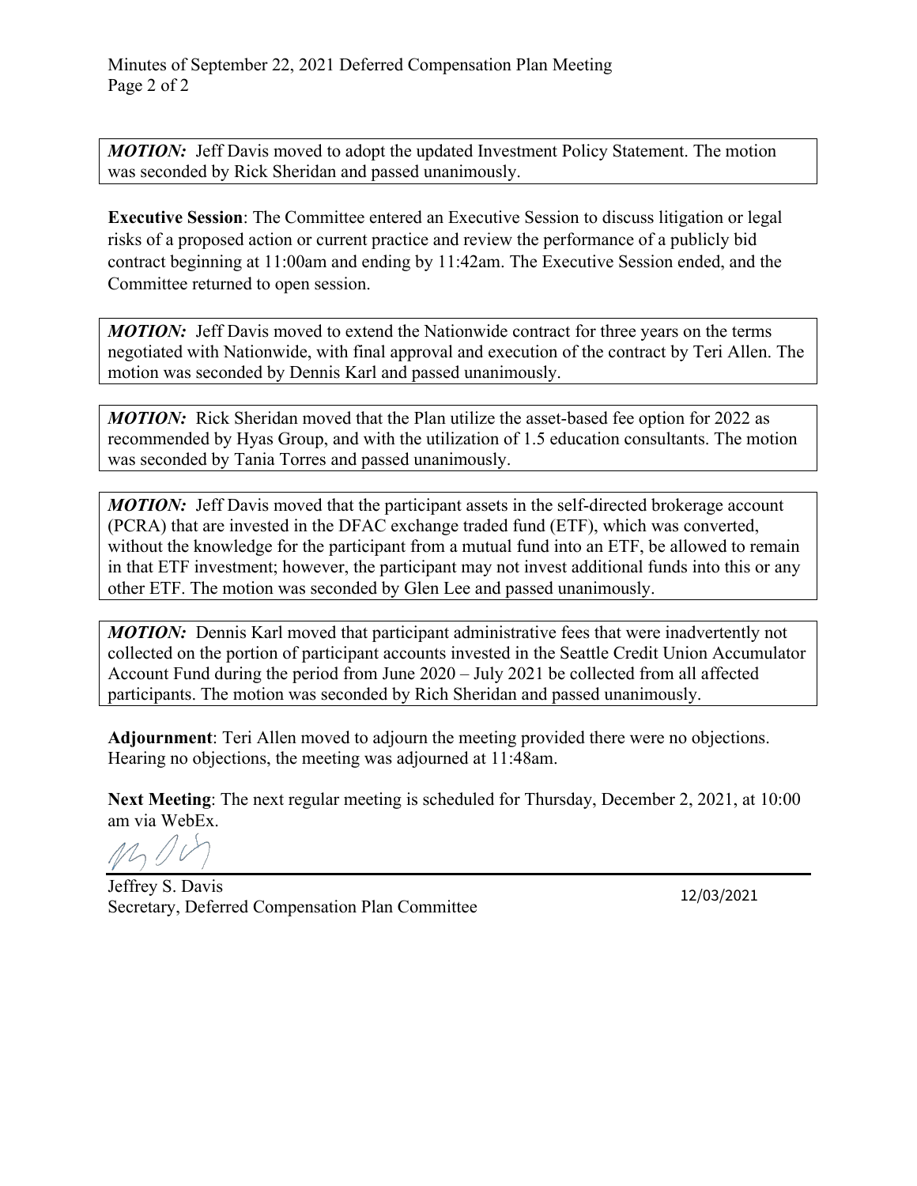***MOTION:*** Jeff Davis moved to adopt the updated Investment Policy Statement. The motion was seconded by Rick Sheridan and passed unanimously.

**Executive Session**: The Committee entered an Executive Session to discuss litigation or legal risks of a proposed action or current practice and review the performance of a publicly bid contract beginning at 11:00am and ending by 11:42am. The Executive Session ended, and the Committee returned to open session.

***MOTION:*** Jeff Davis moved to extend the Nationwide contract for three years on the terms negotiated with Nationwide, with final approval and execution of the contract by Teri Allen. The motion was seconded by Dennis Karl and passed unanimously.

***MOTION:*** Rick Sheridan moved that the Plan utilize the asset-based fee option for 2022 as recommended by Hyas Group, and with the utilization of 1.5 education consultants. The motion was seconded by Tania Torres and passed unanimously.

***MOTION:*** Jeff Davis moved that the participant assets in the self-directed brokerage account (PCRA) that are invested in the DFAC exchange traded fund (ETF), which was converted, without the knowledge for the participant from a mutual fund into an ETF, be allowed to remain in that ETF investment; however, the participant may not invest additional funds into this or any other ETF. The motion was seconded by Glen Lee and passed unanimously.

***MOTION:*** Dennis Karl moved that participant administrative fees that were inadvertently not collected on the portion of participant accounts invested in the Seattle Credit Union Accumulator Account Fund during the period from June 2020 – July 2021 be collected from all affected participants. The motion was seconded by Rich Sheridan and passed unanimously.

**Adjournment**: Teri Allen moved to adjourn the meeting provided there were no objections. Hearing no objections, the meeting was adjourned at 11:48am.

**Next Meeting**: The next regular meeting is scheduled for Thursday, December 2, 2021, at 10:00 am via WebEx.

Jeffrey S. Davis
Secretary, Deferred Compensation Plan Committee

12/03/2021